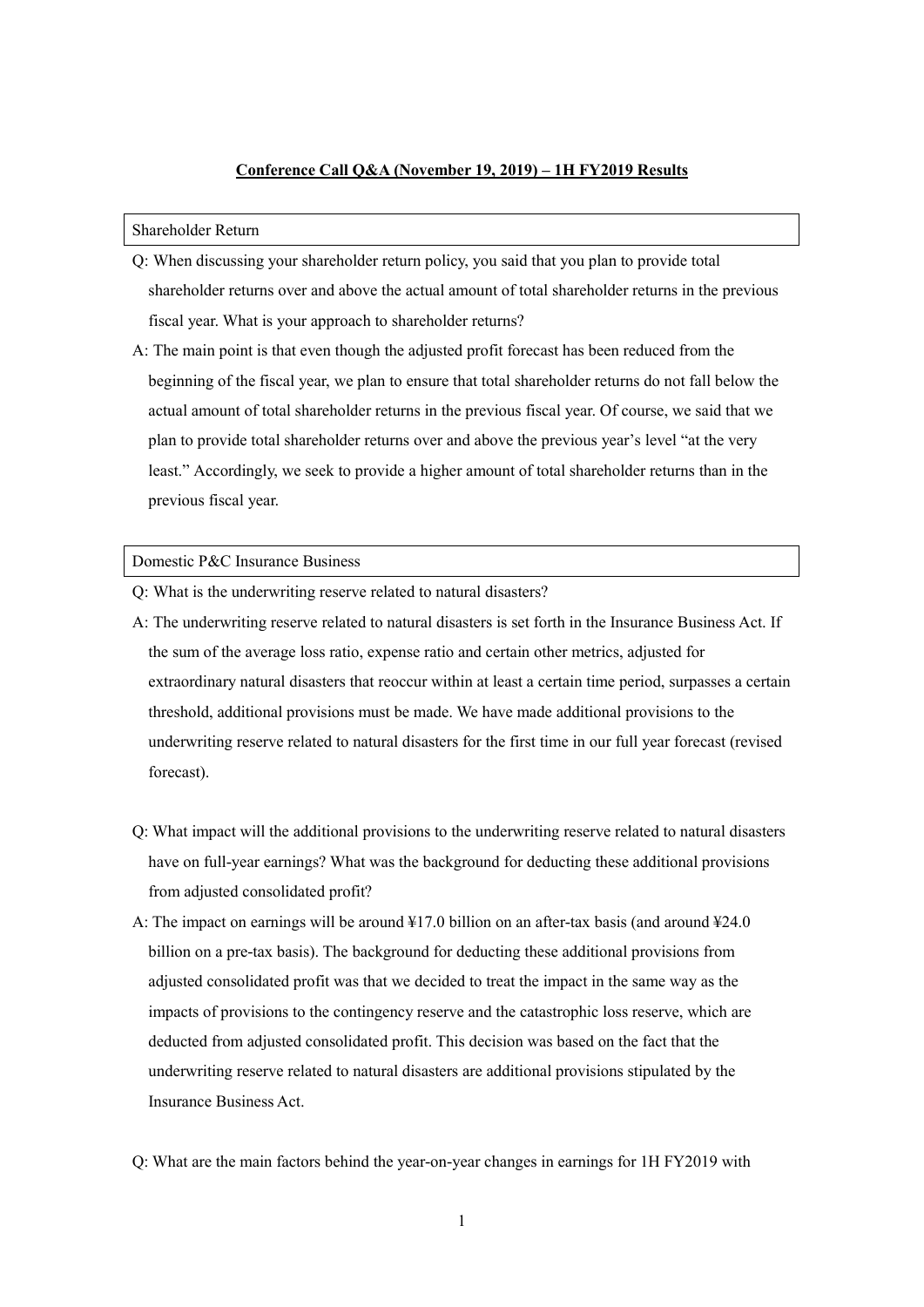# Conference Call Q&A (November 19, 2019) – 1H FY2019 Results

## Shareholder Return

Q: When discussing your shareholder return policy, you said that you plan to provide total shareholder returns over and above the actual amount of total shareholder returns in the previous fiscal year. What is your approach to shareholder returns?

A: The main point is that even though the adjusted profit forecast has been reduced from the beginning of the fiscal year, we plan to ensure that total shareholder returns do not fall below the actual amount of total shareholder returns in the previous fiscal year. Of course, we said that we plan to provide total shareholder returns over and above the previous year's level "at the very least." Accordingly, we seek to provide a higher amount of total shareholder returns than in the previous fiscal year.

## Domestic P&C Insurance Business

Q: What is the underwriting reserve related to natural disasters?

A: The underwriting reserve related to natural disasters is set forth in the Insurance Business Act. If the sum of the average loss ratio, expense ratio and certain other metrics, adjusted for extraordinary natural disasters that reoccur within at least a certain time period, surpasses a certain threshold, additional provisions must be made. We have made additional provisions to the underwriting reserve related to natural disasters for the first time in our full year forecast (revised forecast).

Q: What impact will the additional provisions to the underwriting reserve related to natural disasters have on full-year earnings? What was the background for deducting these additional provisions from adjusted consolidated profit?

A: The impact on earnings will be around ¥17.0 billion on an after-tax basis (and around ¥24.0 billion on a pre-tax basis). The background for deducting these additional provisions from adjusted consolidated profit was that we decided to treat the impact in the same way as the impacts of provisions to the contingency reserve and the catastrophic loss reserve, which are deducted from adjusted consolidated profit. This decision was based on the fact that the underwriting reserve related to natural disasters are additional provisions stipulated by the Insurance Business Act.

Q: What are the main factors behind the year-on-year changes in earnings for 1H FY2019 with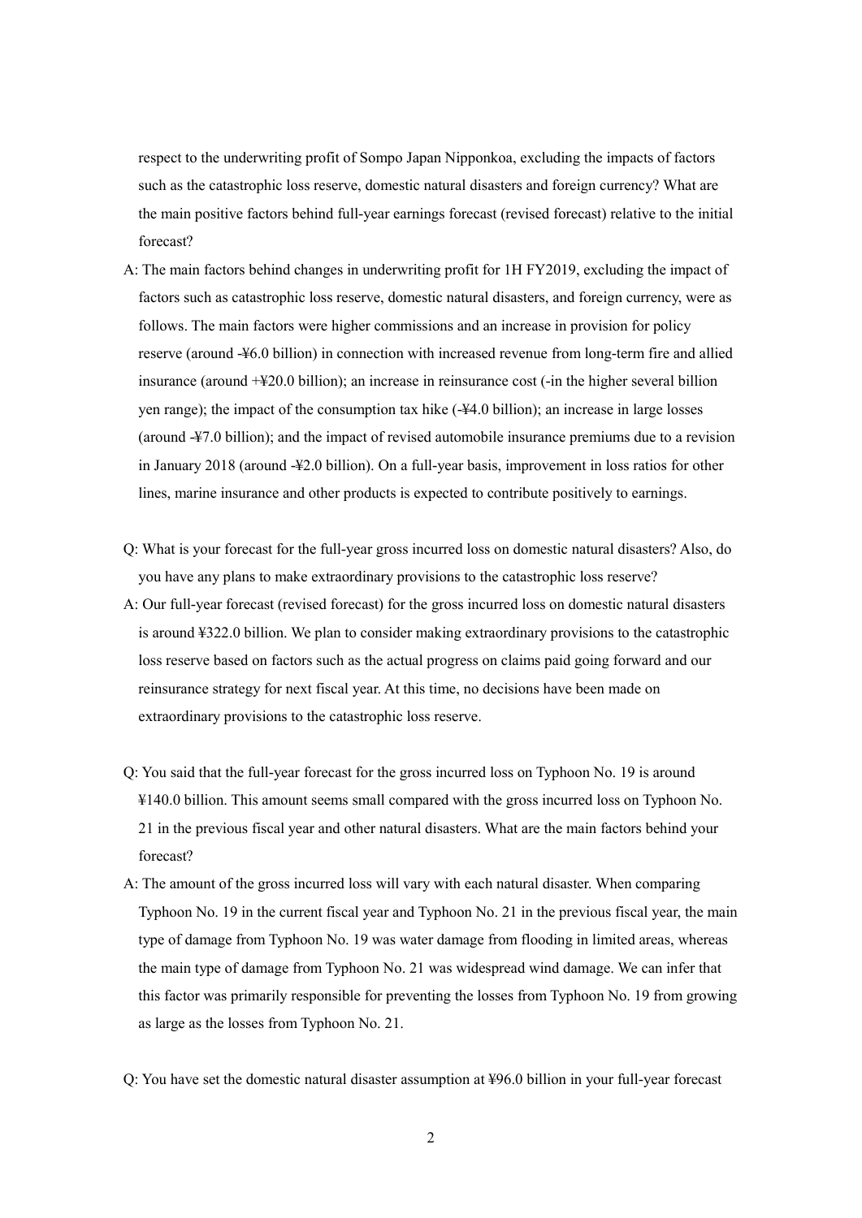respect to the underwriting profit of Sompo Japan Nipponkoa, excluding the impacts of factors such as the catastrophic loss reserve, domestic natural disasters and foreign currency? What are the main positive factors behind full-year earnings forecast (revised forecast) relative to the initial forecast?

A: The main factors behind changes in underwriting profit for 1H FY2019, excluding the impact of factors such as catastrophic loss reserve, domestic natural disasters, and foreign currency, were as follows. The main factors were higher commissions and an increase in provision for policy reserve (around -¥6.0 billion) in connection with increased revenue from long-term fire and allied insurance (around +¥20.0 billion); an increase in reinsurance cost (-in the higher several billion yen range); the impact of the consumption tax hike (-¥4.0 billion); an increase in large losses (around -¥7.0 billion); and the impact of revised automobile insurance premiums due to a revision in January 2018 (around -¥2.0 billion). On a full-year basis, improvement in loss ratios for other lines, marine insurance and other products is expected to contribute positively to earnings.

Q: What is your forecast for the full-year gross incurred loss on domestic natural disasters? Also, do you have any plans to make extraordinary provisions to the catastrophic loss reserve?

A: Our full-year forecast (revised forecast) for the gross incurred loss on domestic natural disasters is around ¥322.0 billion. We plan to consider making extraordinary provisions to the catastrophic loss reserve based on factors such as the actual progress on claims paid going forward and our reinsurance strategy for next fiscal year. At this time, no decisions have been made on extraordinary provisions to the catastrophic loss reserve.

Q: You said that the full-year forecast for the gross incurred loss on Typhoon No. 19 is around ¥140.0 billion. This amount seems small compared with the gross incurred loss on Typhoon No. 21 in the previous fiscal year and other natural disasters. What are the main factors behind your forecast?

A: The amount of the gross incurred loss will vary with each natural disaster. When comparing Typhoon No. 19 in the current fiscal year and Typhoon No. 21 in the previous fiscal year, the main type of damage from Typhoon No. 19 was water damage from flooding in limited areas, whereas the main type of damage from Typhoon No. 21 was widespread wind damage. We can infer that this factor was primarily responsible for preventing the losses from Typhoon No. 19 from growing as large as the losses from Typhoon No. 21.

Q: You have set the domestic natural disaster assumption at ¥96.0 billion in your full-year forecast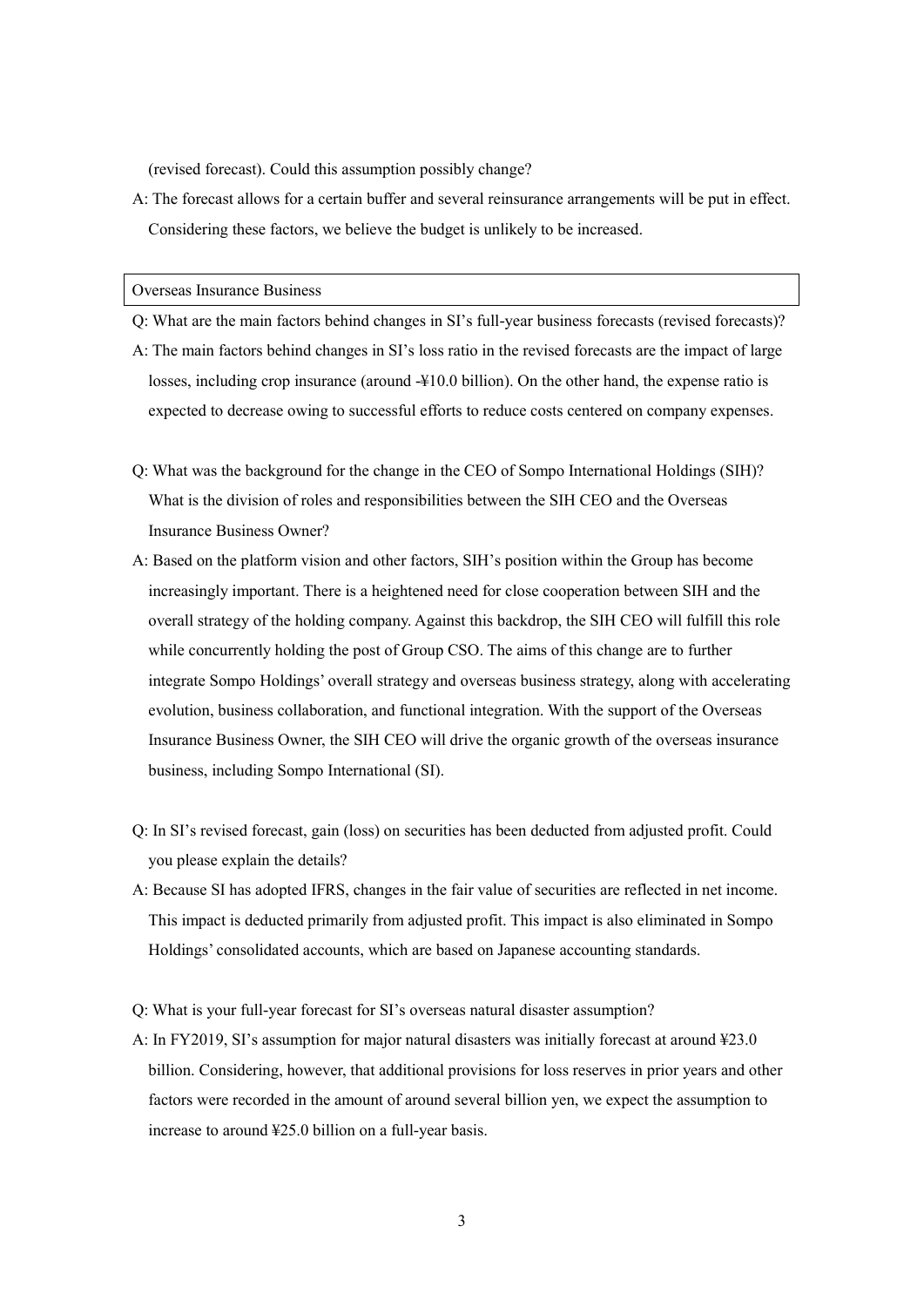(revised forecast). Could this assumption possibly change?

A: The forecast allows for a certain buffer and several reinsurance arrangements will be put in effect. Considering these factors, we believe the budget is unlikely to be increased.

| Overseas Insurance Business |
|---|

Q: What are the main factors behind changes in SI's full-year business forecasts (revised forecasts)?

A: The main factors behind changes in SI's loss ratio in the revised forecasts are the impact of large losses, including crop insurance (around -¥10.0 billion). On the other hand, the expense ratio is expected to decrease owing to successful efforts to reduce costs centered on company expenses.

Q: What was the background for the change in the CEO of Sompo International Holdings (SIH)? What is the division of roles and responsibilities between the SIH CEO and the Overseas Insurance Business Owner?

A: Based on the platform vision and other factors, SIH's position within the Group has become increasingly important. There is a heightened need for close cooperation between SIH and the overall strategy of the holding company. Against this backdrop, the SIH CEO will fulfill this role while concurrently holding the post of Group CSO. The aims of this change are to further integrate Sompo Holdings' overall strategy and overseas business strategy, along with accelerating evolution, business collaboration, and functional integration. With the support of the Overseas Insurance Business Owner, the SIH CEO will drive the organic growth of the overseas insurance business, including Sompo International (SI).

Q: In SI's revised forecast, gain (loss) on securities has been deducted from adjusted profit. Could you please explain the details?

A: Because SI has adopted IFRS, changes in the fair value of securities are reflected in net income. This impact is deducted primarily from adjusted profit. This impact is also eliminated in Sompo Holdings' consolidated accounts, which are based on Japanese accounting standards.

Q: What is your full-year forecast for SI's overseas natural disaster assumption?

A: In FY2019, SI's assumption for major natural disasters was initially forecast at around ¥23.0 billion. Considering, however, that additional provisions for loss reserves in prior years and other factors were recorded in the amount of around several billion yen, we expect the assumption to increase to around ¥25.0 billion on a full-year basis.